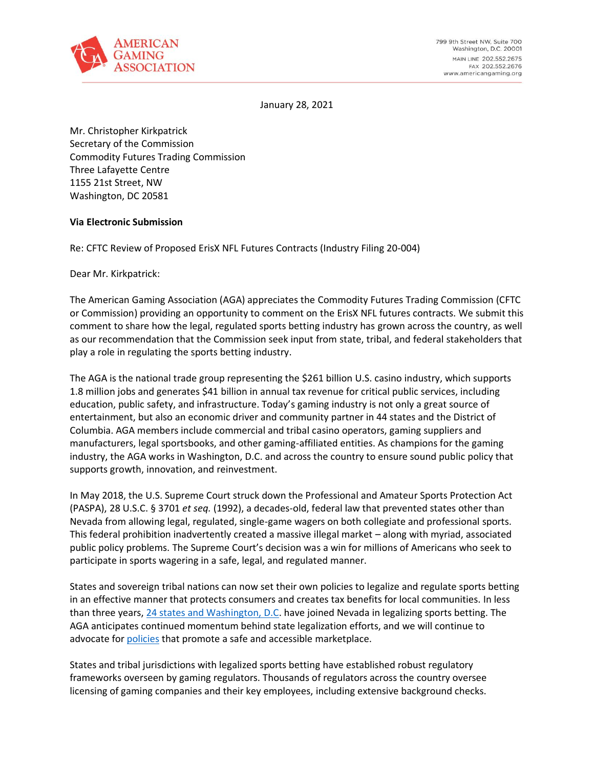AMERICAN GAMING ASSOCIATION

799 9th Street NW, Suite 700
Washington, D.C. 20001
MAIN LINE 202.552.2675
FAX 202.552.2676
www.americangaming.org

January 28, 2021

Mr. Christopher Kirkpatrick
Secretary of the Commission
Commodity Futures Trading Commission
Three Lafayette Centre
1155 21st Street, NW
Washington, DC 20581

**Via Electronic Submission**

Re: CFTC Review of Proposed ErisX NFL Futures Contracts (Industry Filing 20-004)

Dear Mr. Kirkpatrick:

The American Gaming Association (AGA) appreciates the Commodity Futures Trading Commission (CFTC or Commission) providing an opportunity to comment on the ErisX NFL futures contracts. We submit this comment to share how the legal, regulated sports betting industry has grown across the country, as well as our recommendation that the Commission seek input from state, tribal, and federal stakeholders that play a role in regulating the sports betting industry.

The AGA is the national trade group representing the $261 billion U.S. casino industry, which supports 1.8 million jobs and generates $41 billion in annual tax revenue for critical public services, including education, public safety, and infrastructure. Today's gaming industry is not only a great source of entertainment, but also an economic driver and community partner in 44 states and the District of Columbia. AGA members include commercial and tribal casino operators, gaming suppliers and manufacturers, legal sportsbooks, and other gaming-affiliated entities. As champions for the gaming industry, the AGA works in Washington, D.C. and across the country to ensure sound public policy that supports growth, innovation, and reinvestment.

In May 2018, the U.S. Supreme Court struck down the Professional and Amateur Sports Protection Act (PASPA), 28 U.S.C. § 3701 *et seq.* (1992), a decades-old, federal law that prevented states other than Nevada from allowing legal, regulated, single-game wagers on both collegiate and professional sports. This federal prohibition inadvertently created a massive illegal market – along with myriad, associated public policy problems. The Supreme Court's decision was a win for millions of Americans who seek to participate in sports wagering in a safe, legal, and regulated manner.

States and sovereign tribal nations can now set their own policies to legalize and regulate sports betting in an effective manner that protects consumers and creates tax benefits for local communities. In less than three years, 24 states and Washington, D.C. have joined Nevada in legalizing sports betting. The AGA anticipates continued momentum behind state legalization efforts, and we will continue to advocate for policies that promote a safe and accessible marketplace.

States and tribal jurisdictions with legalized sports betting have established robust regulatory frameworks overseen by gaming regulators. Thousands of regulators across the country oversee licensing of gaming companies and their key employees, including extensive background checks.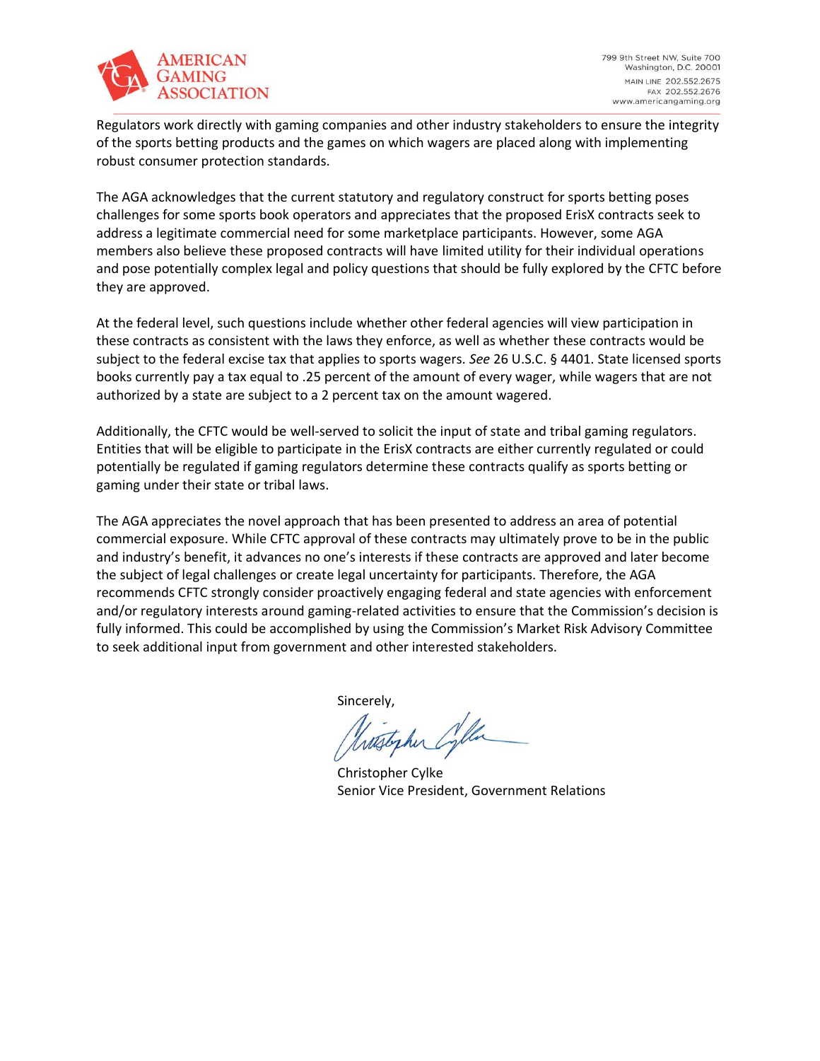Regulators work directly with gaming companies and other industry stakeholders to ensure the integrity of the sports betting products and the games on which wagers are placed along with implementing robust consumer protection standards.

The AGA acknowledges that the current statutory and regulatory construct for sports betting poses challenges for some sports book operators and appreciates that the proposed ErisX contracts seek to address a legitimate commercial need for some marketplace participants. However, some AGA members also believe these proposed contracts will have limited utility for their individual operations and pose potentially complex legal and policy questions that should be fully explored by the CFTC before they are approved.

At the federal level, such questions include whether other federal agencies will view participation in these contracts as consistent with the laws they enforce, as well as whether these contracts would be subject to the federal excise tax that applies to sports wagers. *See* 26 U.S.C. § 4401. State licensed sports books currently pay a tax equal to .25 percent of the amount of every wager, while wagers that are not authorized by a state are subject to a 2 percent tax on the amount wagered.

Additionally, the CFTC would be well-served to solicit the input of state and tribal gaming regulators. Entities that will be eligible to participate in the ErisX contracts are either currently regulated or could potentially be regulated if gaming regulators determine these contracts qualify as sports betting or gaming under their state or tribal laws.

The AGA appreciates the novel approach that has been presented to address an area of potential commercial exposure. While CFTC approval of these contracts may ultimately prove to be in the public and industry's benefit, it advances no one's interests if these contracts are approved and later become the subject of legal challenges or create legal uncertainty for participants. Therefore, the AGA recommends CFTC strongly consider proactively engaging federal and state agencies with enforcement and/or regulatory interests around gaming-related activities to ensure that the Commission's decision is fully informed. This could be accomplished by using the Commission's Market Risk Advisory Committee to seek additional input from government and other interested stakeholders.

Sincerely,

Christopher Cylke
Senior Vice President, Government Relations